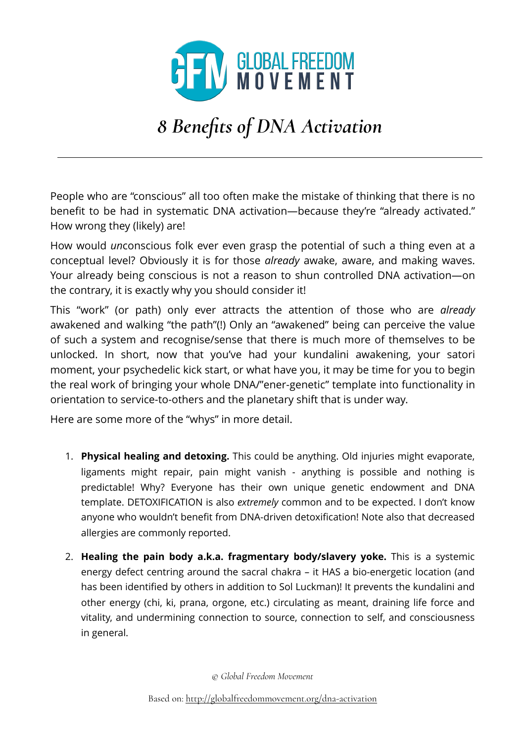GLOBAL FREEDOM MOVEMENT

# *8 Benefits of DNA Activation*

---

People who are "conscious" all too often make the mistake of thinking that there is no benefit to be had in systematic DNA activation—because they're "already activated." How wrong they (likely) are!

How would *un*conscious folk ever even grasp the potential of such a thing even at a conceptual level? Obviously it is for those *already* awake, aware, and making waves. Your already being conscious is not a reason to shun controlled DNA activation—on the contrary, it is exactly why you should consider it!

This "work" (or path) only ever attracts the attention of those who are *already* awakened and walking "the path"(!) Only an "awakened" being can perceive the value of such a system and recognise/sense that there is much more of themselves to be unlocked. In short, now that you've had your kundalini awakening, your satori moment, your psychedelic kick start, or what have you, it may be time for you to begin the real work of bringing your whole DNA/"ener-genetic" template into functionality in orientation to service-to-others and the planetary shift that is under way.

Here are some more of the "whys" in more detail.

1. **Physical healing and detoxing.** This could be anything. Old injuries might evaporate, ligaments might repair, pain might vanish - anything is possible and nothing is predictable! Why? Everyone has their own unique genetic endowment and DNA template. DETOXIFICATION is also *extremely* common and to be expected. I don't know anyone who wouldn't benefit from DNA-driven detoxification! Note also that decreased allergies are commonly reported.

2. **Healing the pain body a.k.a. fragmentary body/slavery yoke.** This is a systemic energy defect centring around the sacral chakra – it HAS a bio-energetic location (and has been identified by others in addition to Sol Luckman)! It prevents the kundalini and other energy (chi, ki, prana, orgone, etc.) circulating as meant, draining life force and vitality, and undermining connection to source, connection to self, and consciousness in general.

*© Global Freedom Movement*

Based on: http://globalfreedommovement.org/dna-activation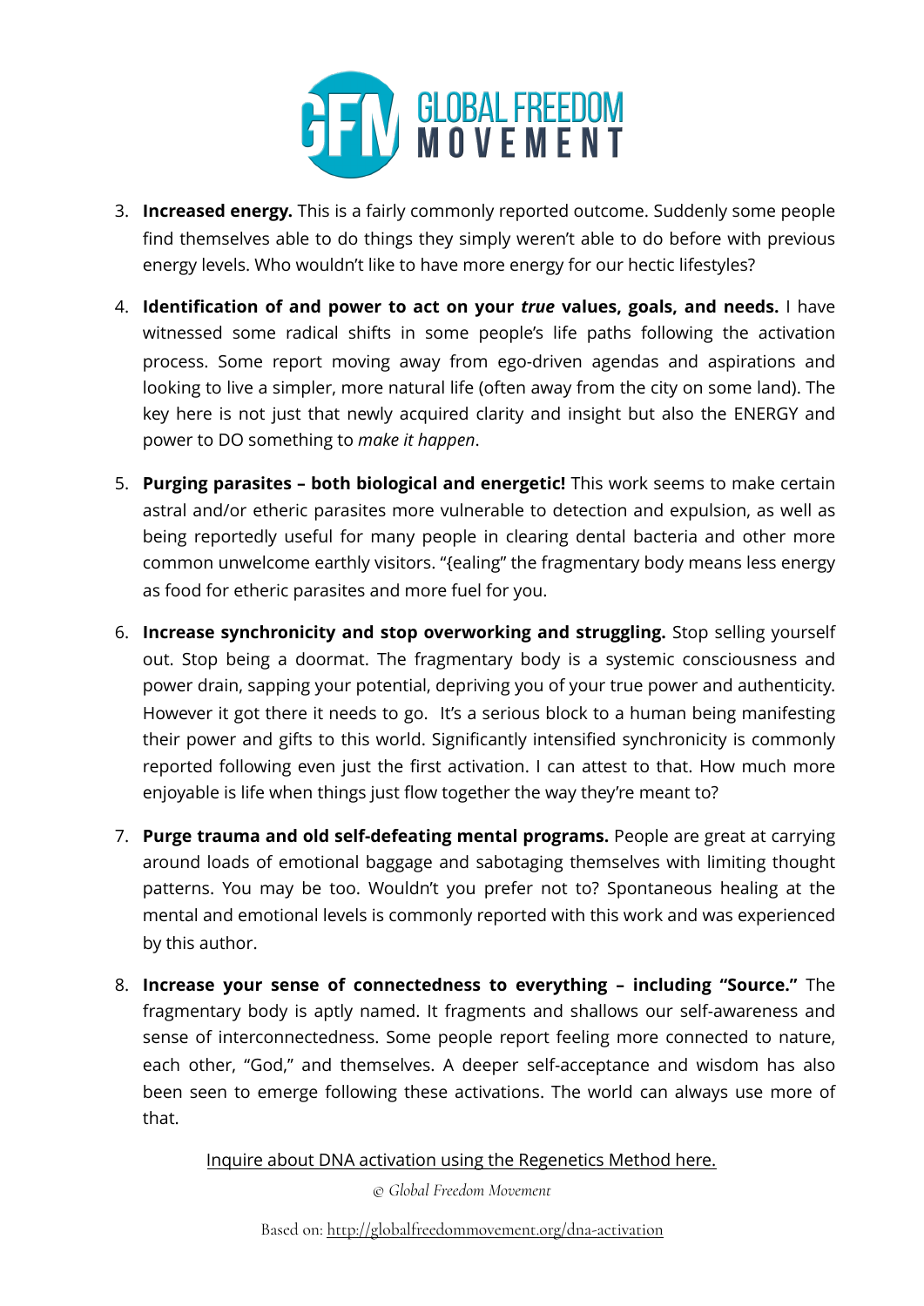3. **Increased energy.** This is a fairly commonly reported outcome. Suddenly some people find themselves able to do things they simply weren't able to do before with previous energy levels. Who wouldn't like to have more energy for our hectic lifestyles?

4. **Identification of and power to act on your *true* values, goals, and needs.** I have witnessed some radical shifts in some people's life paths following the activation process. Some report moving away from ego-driven agendas and aspirations and looking to live a simpler, more natural life (often away from the city on some land). The key here is not just that newly acquired clarity and insight but also the ENERGY and power to DO something to *make it happen*.

5. **Purging parasites – both biological and energetic!** This work seems to make certain astral and/or etheric parasites more vulnerable to detection and expulsion, as well as being reportedly useful for many people in clearing dental bacteria and other more common unwelcome earthly visitors. "{ealing" the fragmentary body means less energy as food for etheric parasites and more fuel for you.

6. **Increase synchronicity and stop overworking and struggling.** Stop selling yourself out. Stop being a doormat. The fragmentary body is a systemic consciousness and power drain, sapping your potential, depriving you of your true power and authenticity. However it got there it needs to go. It's a serious block to a human being manifesting their power and gifts to this world. Significantly intensified synchronicity is commonly reported following even just the first activation. I can attest to that. How much more enjoyable is life when things just flow together the way they're meant to?

7. **Purge trauma and old self-defeating mental programs.** People are great at carrying around loads of emotional baggage and sabotaging themselves with limiting thought patterns. You may be too. Wouldn't you prefer not to? Spontaneous healing at the mental and emotional levels is commonly reported with this work and was experienced by this author.

8. **Increase your sense of connectedness to everything – including "Source."** The fragmentary body is aptly named. It fragments and shallows our self-awareness and sense of interconnectedness. Some people report feeling more connected to nature, each other, "God," and themselves. A deeper self-acceptance and wisdom has also been seen to emerge following these activations. The world can always use more of that.

Inquire about DNA activation using the Regenetics Method here.

*© Global Freedom Movement*

Based on: http://globalfreedommovement.org/dna-activation